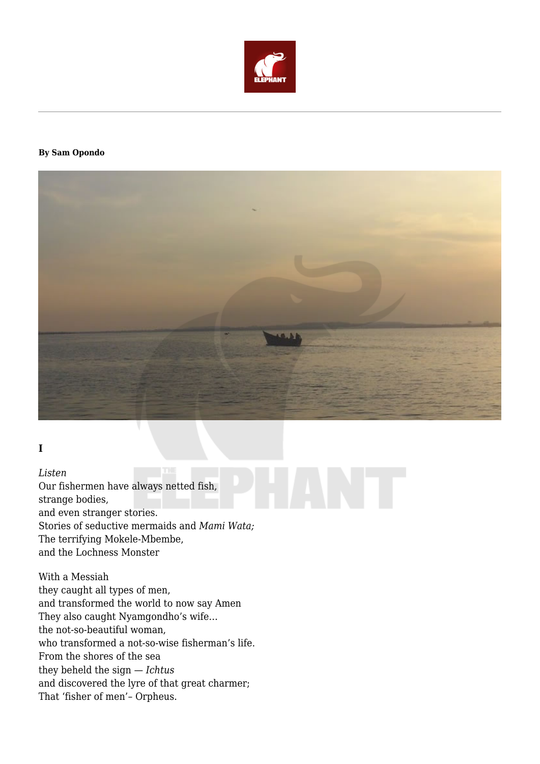**By Sam Opondo**

**I**

*Listen*
Our fishermen have always netted fish,
strange bodies,
and even stranger stories.
Stories of seductive mermaids and *Mami Wata;*
The terrifying Mokele-Mbembe,
and the Lochness Monster

With a Messiah
they caught all types of men,
and transformed the world to now say Amen
They also caught Nyamgondho's wife…
the not-so-beautiful woman,
who transformed a not-so-wise fisherman's life.
From the shores of the sea
they beheld the sign — *Ichtus*
and discovered the lyre of that great charmer;
That 'fisher of men'– Orpheus.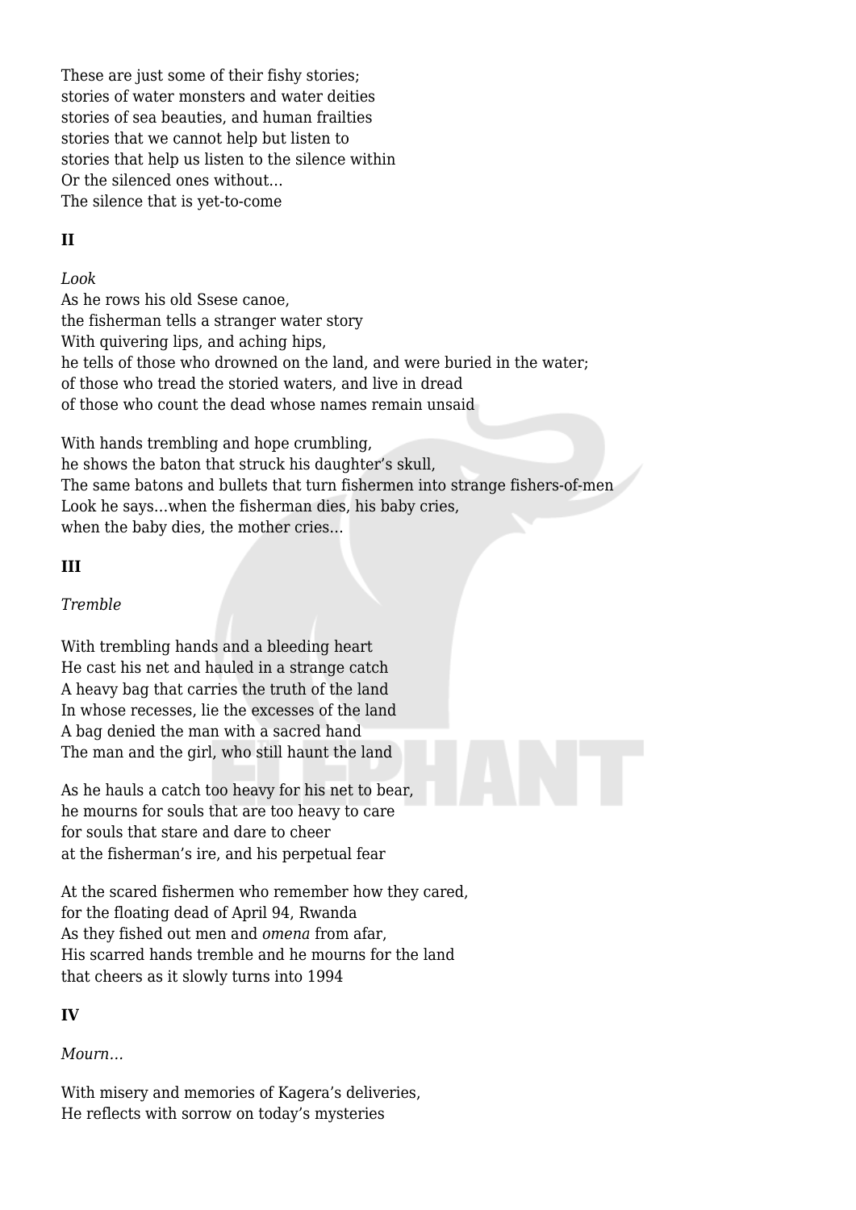These are just some of their fishy stories;
stories of water monsters and water deities
stories of sea beauties, and human frailties
stories that we cannot help but listen to
stories that help us listen to the silence within
Or the silenced ones without…
The silence that is yet-to-come

**II**

*Look*

As he rows his old Ssese canoe,
the fisherman tells a stranger water story
With quivering lips, and aching hips,
he tells of those who drowned on the land, and were buried in the water;
of those who tread the storied waters, and live in dread
of those who count the dead whose names remain unsaid

With hands trembling and hope crumbling,
he shows the baton that struck his daughter's skull,
The same batons and bullets that turn fishermen into strange fishers-of-men
Look he says…when the fisherman dies, his baby cries,
when the baby dies, the mother cries…

**III**

*Tremble*

With trembling hands and a bleeding heart
He cast his net and hauled in a strange catch
A heavy bag that carries the truth of the land
In whose recesses, lie the excesses of the land
A bag denied the man with a sacred hand
The man and the girl, who still haunt the land

As he hauls a catch too heavy for his net to bear,
he mourns for souls that are too heavy to care
for souls that stare and dare to cheer
at the fisherman's ire, and his perpetual fear

At the scared fishermen who remember how they cared,
for the floating dead of April 94, Rwanda
As they fished out men and *omena* from afar,
His scarred hands tremble and he mourns for the land
that cheers as it slowly turns into 1994

**IV**

*Mourn…*

With misery and memories of Kagera's deliveries,
He reflects with sorrow on today's mysteries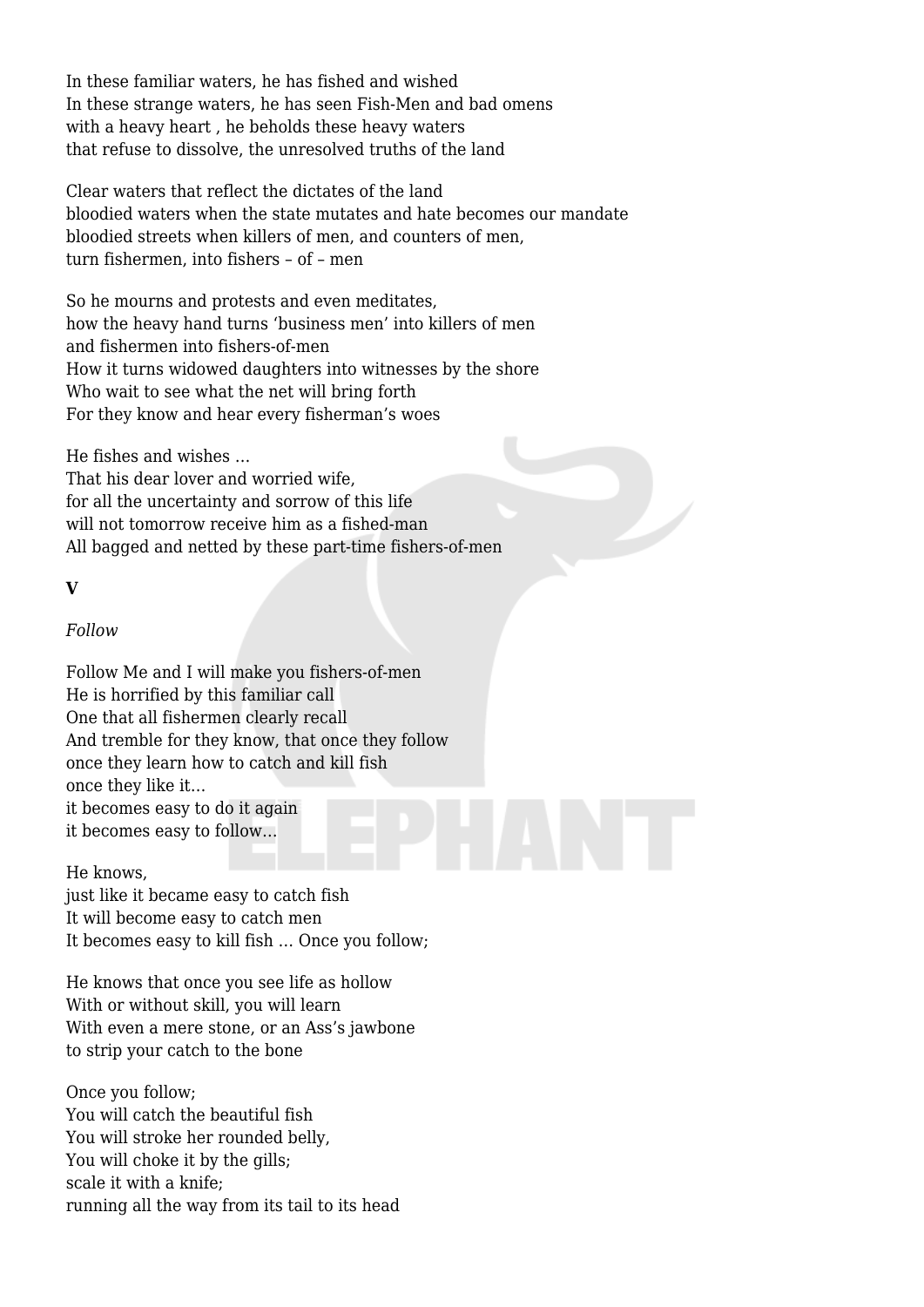In these familiar waters, he has fished and wished
In these strange waters, he has seen Fish-Men and bad omens
with a heavy heart , he beholds these heavy waters
that refuse to dissolve, the unresolved truths of the land

Clear waters that reflect the dictates of the land
bloodied waters when the state mutates and hate becomes our mandate
bloodied streets when killers of men, and counters of men,
turn fishermen, into fishers – of – men

So he mourns and protests and even meditates,
how the heavy hand turns 'business men' into killers of men
and fishermen into fishers-of-men
How it turns widowed daughters into witnesses by the shore
Who wait to see what the net will bring forth
For they know and hear every fisherman's woes

He fishes and wishes …
That his dear lover and worried wife,
for all the uncertainty and sorrow of this life
will not tomorrow receive him as a fished-man
All bagged and netted by these part-time fishers-of-men

**V**

*Follow*

Follow Me and I will make you fishers-of-men
He is horrified by this familiar call
One that all fishermen clearly recall
And tremble for they know, that once they follow
once they learn how to catch and kill fish
once they like it…
it becomes easy to do it again
it becomes easy to follow…

He knows,
just like it became easy to catch fish
It will become easy to catch men
It becomes easy to kill fish … Once you follow;

He knows that once you see life as hollow
With or without skill, you will learn
With even a mere stone, or an Ass's jawbone
to strip your catch to the bone

Once you follow;
You will catch the beautiful fish
You will stroke her rounded belly,
You will choke it by the gills;
scale it with a knife;
running all the way from its tail to its head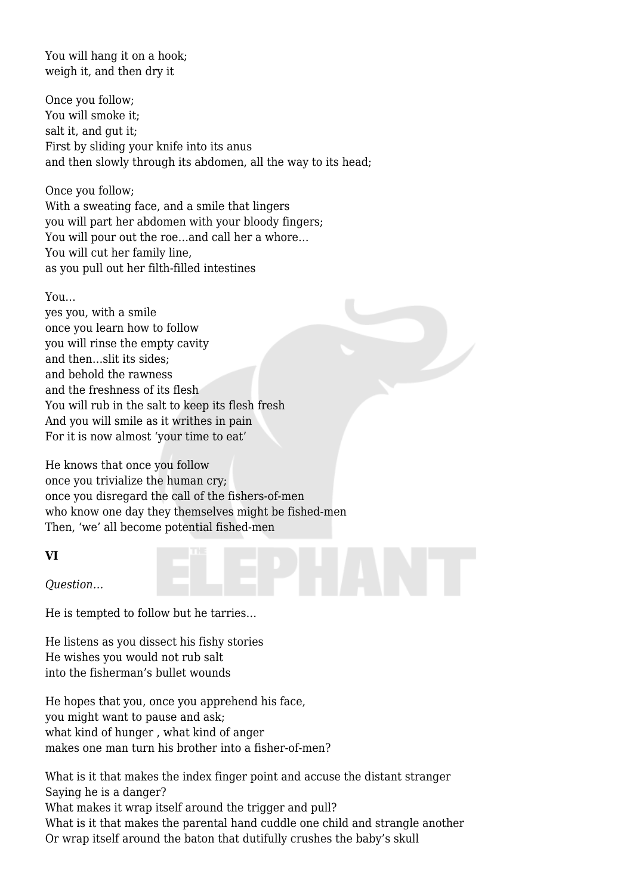You will hang it on a hook;
weigh it, and then dry it

Once you follow;
You will smoke it;
salt it, and gut it;
First by sliding your knife into its anus
and then slowly through its abdomen, all the way to its head;

Once you follow;
With a sweating face, and a smile that lingers
you will part her abdomen with your bloody fingers;
You will pour out the roe…and call her a whore…
You will cut her family line,
as you pull out her filth-filled intestines

You…
yes you, with a smile
once you learn how to follow
you will rinse the empty cavity
and then…slit its sides;
and behold the rawness
and the freshness of its flesh
You will rub in the salt to keep its flesh fresh
And you will smile as it writhes in pain
For it is now almost 'your time to eat'

He knows that once you follow
once you trivialize the human cry;
once you disregard the call of the fishers-of-men
who know one day they themselves might be fished-men
Then, 'we' all become potential fished-men

**VI**

*Question…*

He is tempted to follow but he tarries…

He listens as you dissect his fishy stories
He wishes you would not rub salt
into the fisherman's bullet wounds

He hopes that you, once you apprehend his face,
you might want to pause and ask;
what kind of hunger , what kind of anger
makes one man turn his brother into a fisher-of-men?

What is it that makes the index finger point and accuse the distant stranger
Saying he is a danger?
What makes it wrap itself around the trigger and pull?
What is it that makes the parental hand cuddle one child and strangle another
Or wrap itself around the baton that dutifully crushes the baby's skull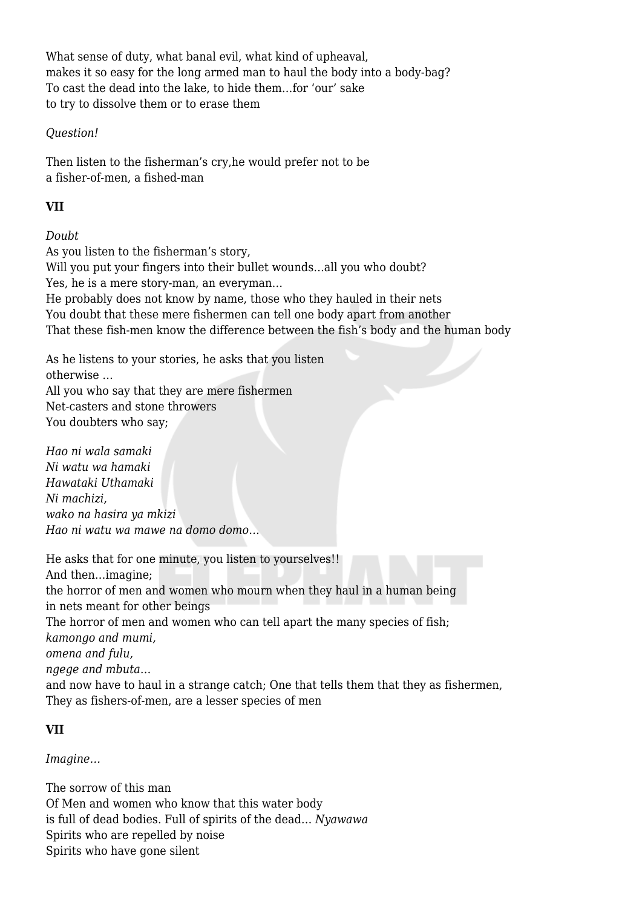What sense of duty, what banal evil, what kind of upheaval,
makes it so easy for the long armed man to haul the body into a body-bag?
To cast the dead into the lake, to hide them…for 'our' sake
to try to dissolve them or to erase them

*Question!*

Then listen to the fisherman's cry,he would prefer not to be
a fisher-of-men, a fished-man

**VII**

*Doubt*
As you listen to the fisherman's story,
Will you put your fingers into their bullet wounds…all you who doubt?
Yes, he is a mere story-man, an everyman…
He probably does not know by name, those who they hauled in their nets
You doubt that these mere fishermen can tell one body apart from another
That these fish-men know the difference between the fish's body and the human body

As he listens to your stories, he asks that you listen
otherwise …
All you who say that they are mere fishermen
Net-casters and stone throwers
You doubters who say;

*Hao ni wala samaki*
*Ni watu wa hamaki*
*Hawataki Uthamaki*
*Ni machizi,*
*wako na hasira ya mkizi*
*Hao ni watu wa mawe na domo domo…*

He asks that for one minute, you listen to yourselves!!
And then…imagine;
the horror of men and women who mourn when they haul in a human being
in nets meant for other beings
The horror of men and women who can tell apart the many species of fish;
*kamongo and mumi,*
*omena and fulu,*
*ngege and mbuta…*
and now have to haul in a strange catch; One that tells them that they as fishermen,
They as fishers-of-men, are a lesser species of men

**VII**

*Imagine…*

The sorrow of this man
Of Men and women who know that this water body
is full of dead bodies. Full of spirits of the dead… *Nyawawa*
Spirits who are repelled by noise
Spirits who have gone silent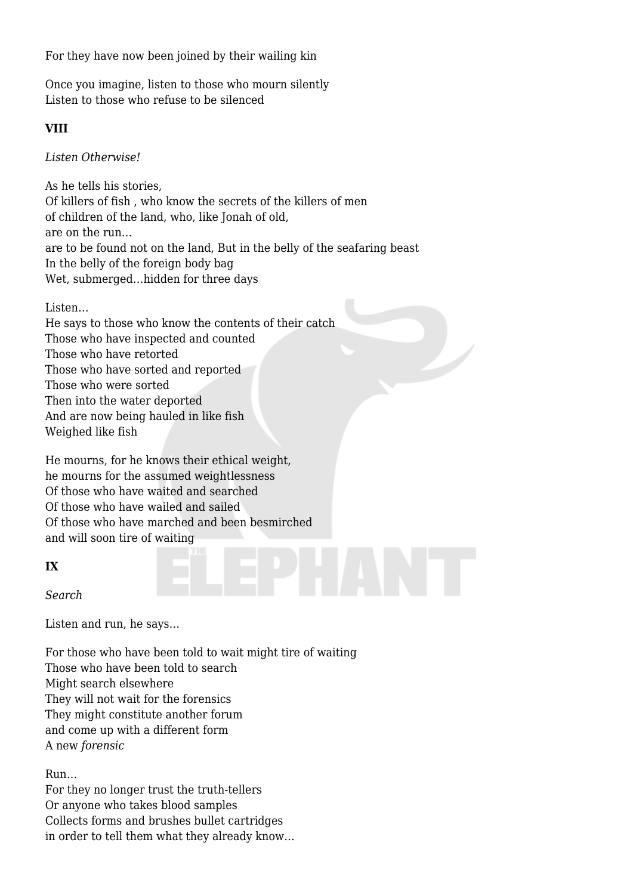For they have now been joined by their wailing kin

Once you imagine, listen to those who mourn silently
Listen to those who refuse to be silenced

**VIII**

*Listen Otherwise!*

As he tells his stories,
Of killers of fish , who know the secrets of the killers of men
of children of the land, who, like Jonah of old,
are on the run…
are to be found not on the land, But in the belly of the seafaring beast
In the belly of the foreign body bag
Wet, submerged…hidden for three days

Listen…
He says to those who know the contents of their catch
Those who have inspected and counted
Those who have retorted
Those who have sorted and reported
Those who were sorted
Then into the water deported
And are now being hauled in like fish
Weighed like fish

He mourns, for he knows their ethical weight,
he mourns for the assumed weightlessness
Of those who have waited and searched
Of those who have wailed and sailed
Of those who have marched and been besmirched
and will soon tire of waiting

**IX**

*Search*

Listen and run, he says…

For those who have been told to wait might tire of waiting
Those who have been told to search
Might search elsewhere
They will not wait for the forensics
They might constitute another forum
and come up with a different form
A new *forensic*

Run…
For they no longer trust the truth-tellers
Or anyone who takes blood samples
Collects forms and brushes bullet cartridges
in order to tell them what they already know…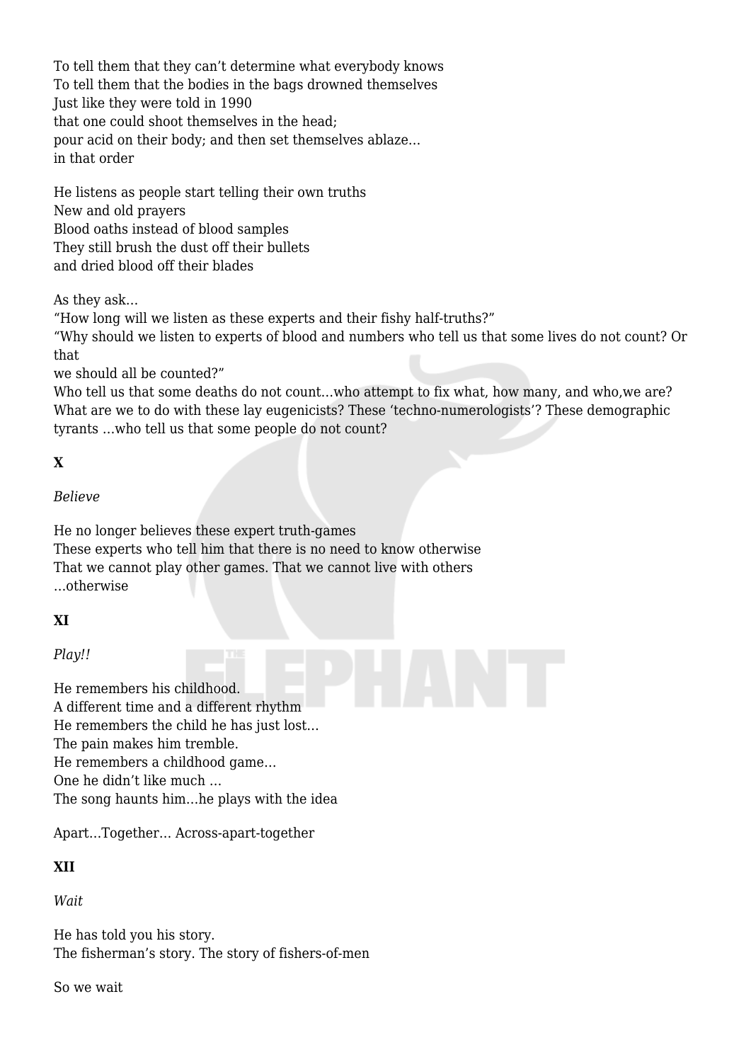To tell them that they can't determine what everybody knows
To tell them that the bodies in the bags drowned themselves
Just like they were told in 1990
that one could shoot themselves in the head;
pour acid on their body; and then set themselves ablaze…
in that order

He listens as people start telling their own truths
New and old prayers
Blood oaths instead of blood samples
They still brush the dust off their bullets
and dried blood off their blades

As they ask…
"How long will we listen as these experts and their fishy half-truths?"
"Why should we listen to experts of blood and numbers who tell us that some lives do not count? Or that
we should all be counted?"
Who tell us that some deaths do not count…who attempt to fix what, how many, and who,we are?
What are we to do with these lay eugenicists? These 'techno-numerologists'? These demographic tyrants …who tell us that some people do not count?

**X**

*Believe*

He no longer believes these expert truth-games
These experts who tell him that there is no need to know otherwise
That we cannot play other games. That we cannot live with others
…otherwise

**XI**

*Play!!*

He remembers his childhood.
A different time and a different rhythm
He remembers the child he has just lost…
The pain makes him tremble.
He remembers a childhood game…
One he didn't like much …
The song haunts him…he plays with the idea

Apart…Together… Across-apart-together

**XII**

*Wait*

He has told you his story.
The fisherman's story. The story of fishers-of-men

So we wait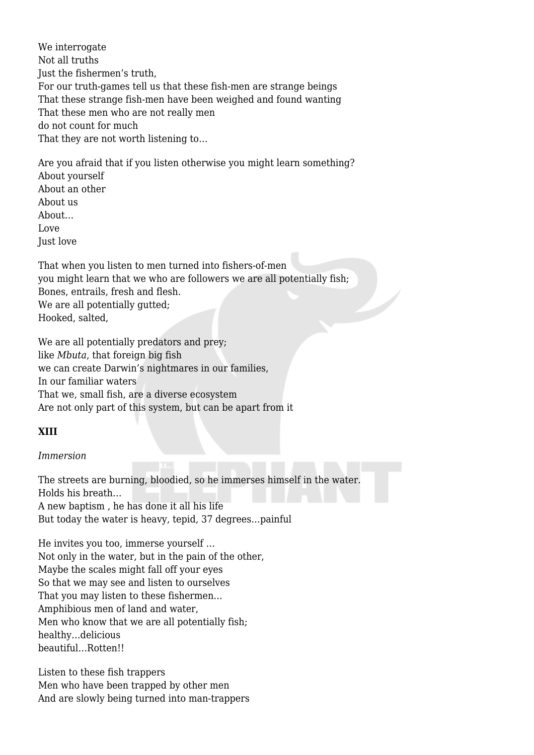We interrogate
Not all truths
Just the fishermen's truth,
For our truth-games tell us that these fish-men are strange beings
That these strange fish-men have been weighed and found wanting
That these men who are not really men
do not count for much
That they are not worth listening to…

Are you afraid that if you listen otherwise you might learn something?
About yourself
About an other
About us
About…
Love
Just love

That when you listen to men turned into fishers-of-men
you might learn that we who are followers we are all potentially fish;
Bones, entrails, fresh and flesh.
We are all potentially gutted;
Hooked, salted,

We are all potentially predators and prey;
like *Mbuta*, that foreign big fish
we can create Darwin's nightmares in our families,
In our familiar waters
That we, small fish, are a diverse ecosystem
Are not only part of this system, but can be apart from it

**XIII**

*Immersion*

The streets are burning, bloodied, so he immerses himself in the water.
Holds his breath…
A new baptism , he has done it all his life
But today the water is heavy, tepid, 37 degrees…painful

He invites you too, immerse yourself …
Not only in the water, but in the pain of the other,
Maybe the scales might fall off your eyes
So that we may see and listen to ourselves
That you may listen to these fishermen…
Amphibious men of land and water,
Men who know that we are all potentially fish;
healthy…delicious
beautiful…Rotten!!

Listen to these fish trappers
Men who have been trapped by other men
And are slowly being turned into man-trappers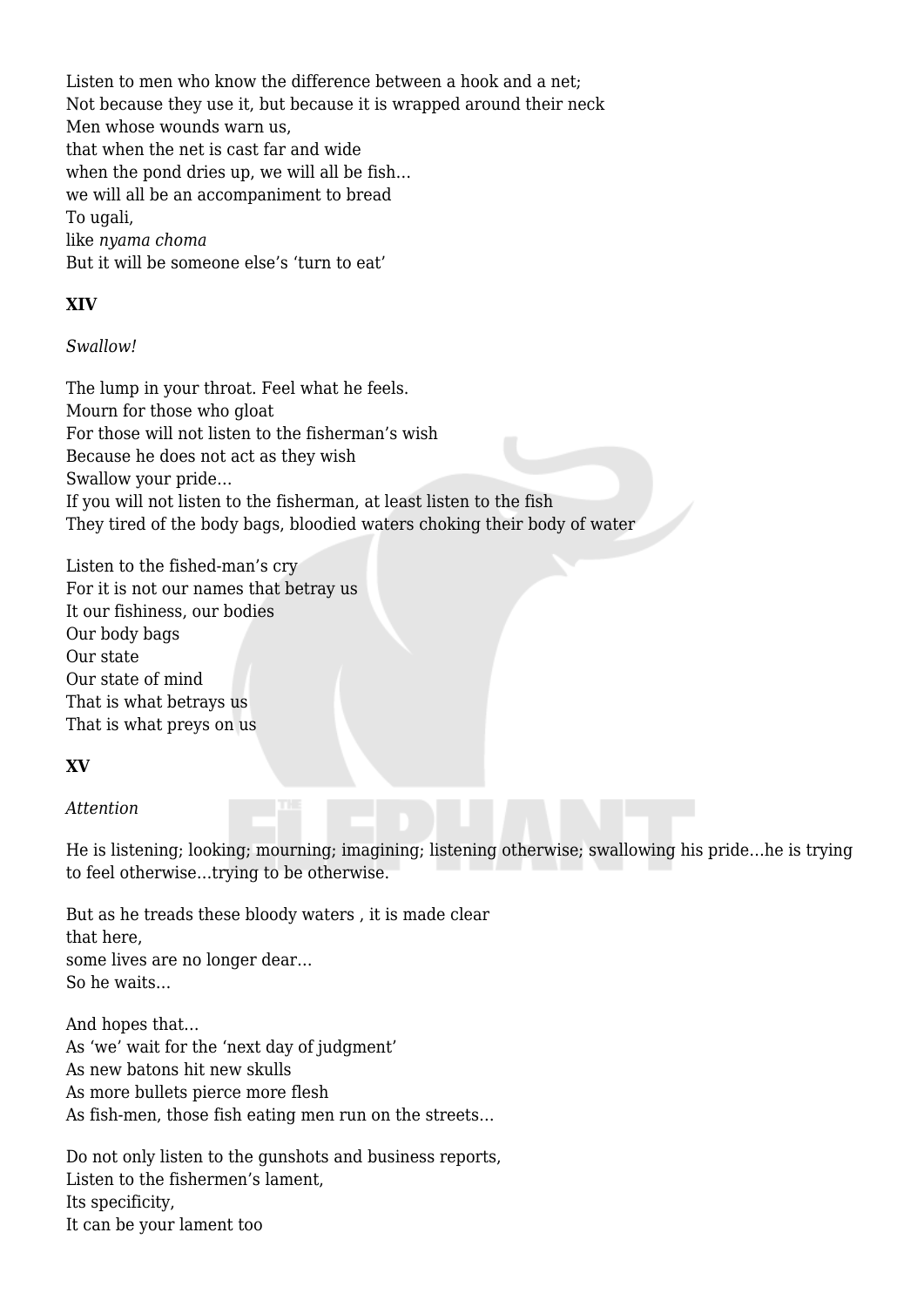Listen to men who know the difference between a hook and a net;
Not because they use it, but because it is wrapped around their neck
Men whose wounds warn us,
that when the net is cast far and wide
when the pond dries up, we will all be fish…
we will all be an accompaniment to bread
To ugali,
like *nyama choma*
But it will be someone else’s ‘turn to eat’

**XIV**

*Swallow!*

The lump in your throat. Feel what he feels.
Mourn for those who gloat
For those will not listen to the fisherman’s wish
Because he does not act as they wish
Swallow your pride…
If you will not listen to the fisherman, at least listen to the fish
They tired of the body bags, bloodied waters choking their body of water

Listen to the fished-man’s cry
For it is not our names that betray us
It our fishiness, our bodies
Our body bags
Our state
Our state of mind
That is what betrays us
That is what preys on us

**XV**

*Attention*

He is listening; looking; mourning; imagining; listening otherwise; swallowing his pride…he is trying to feel otherwise…trying to be otherwise.

But as he treads these bloody waters , it is made clear
that here,
some lives are no longer dear…
So he waits…

And hopes that…
As ‘we’ wait for the ‘next day of judgment’
As new batons hit new skulls
As more bullets pierce more flesh
As fish-men, those fish eating men run on the streets…

Do not only listen to the gunshots and business reports,
Listen to the fishermen’s lament,
Its specificity,
It can be your lament too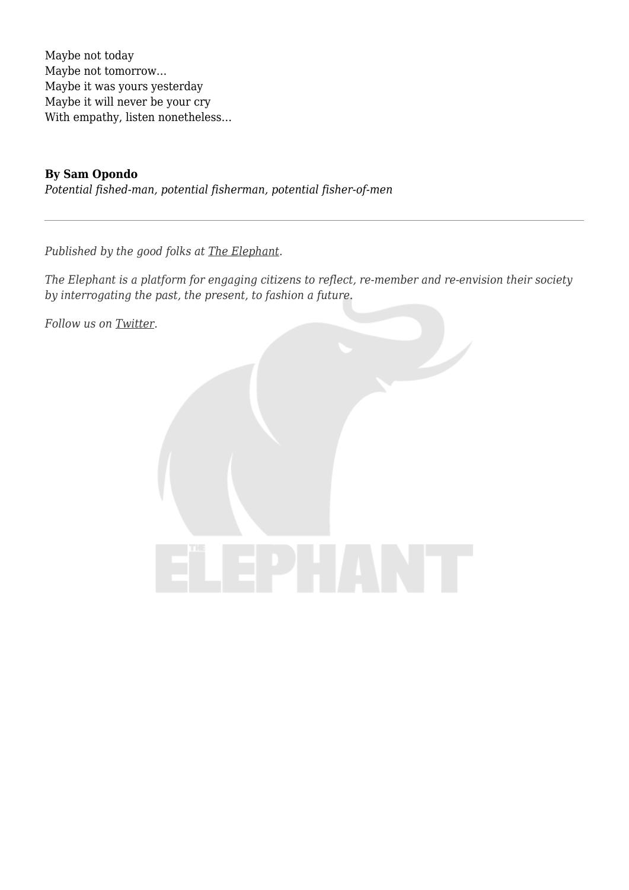Maybe not today  
Maybe not tomorrow…  
Maybe it was yours yesterday  
Maybe it will never be your cry  
With empathy, listen nonetheless…

**By Sam Opondo**  
*Potential fished-man, potential fisherman, potential fisher-of-men*

---

*Published by the good folks at The Elephant.*

*The Elephant is a platform for engaging citizens to reflect, re-member and re-envision their society by interrogating the past, the present, to fashion a future.*

*Follow us on Twitter.*